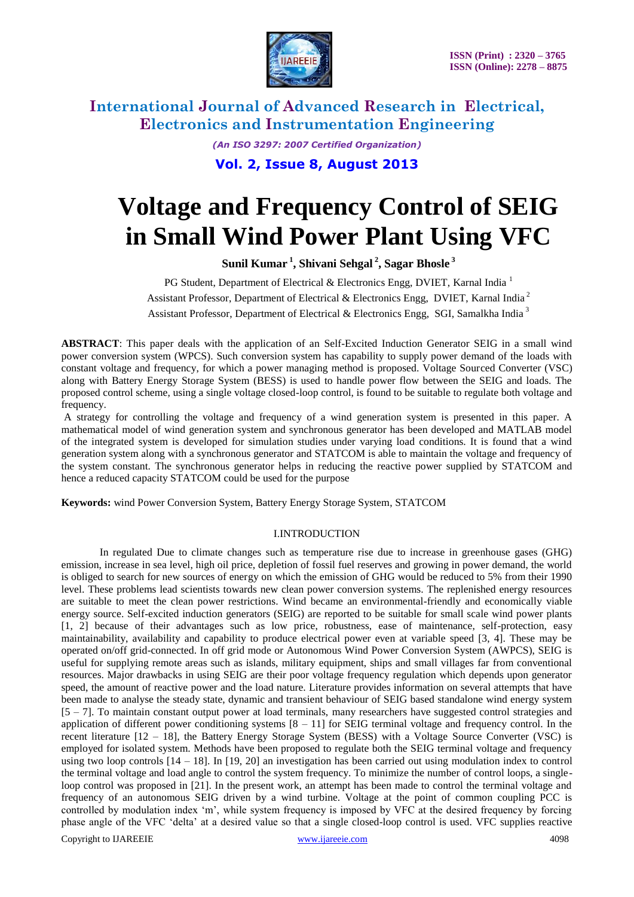# International Journal of Advanced Research in Electrical, Electronics and Instrumentation Engineering

*(An ISO 3297: 2007 Certified Organization)*

**Vol. 2, Issue 8, August 2013**

ISSN (Print) : 2320 – 3765
ISSN (Online): 2278 – 8875

# Voltage and Frequency Control of SEIG in Small Wind Power Plant Using VFC

**Sunil Kumar [1], Shivani Sehgal [2], Sagar Bhosle [3]**

PG Student, Department of Electrical & Electronics Engg, DVIET, Karnal India [1]

Assistant Professor, Department of Electrical & Electronics Engg, DVIET, Karnal India [2]

Assistant Professor, Department of Electrical & Electronics Engg, SGI, Samalkha India [3]

**ABSTRACT**: This paper deals with the application of an Self-Excited Induction Generator SEIG in a small wind power conversion system (WPCS). Such conversion system has capability to supply power demand of the loads with constant voltage and frequency, for which a power managing method is proposed. Voltage Sourced Converter (VSC) along with Battery Energy Storage System (BESS) is used to handle power flow between the SEIG and loads. The proposed control scheme, using a single voltage closed-loop control, is found to be suitable to regulate both voltage and frequency.

A strategy for controlling the voltage and frequency of a wind generation system is presented in this paper. A mathematical model of wind generation system and synchronous generator has been developed and MATLAB model of the integrated system is developed for simulation studies under varying load conditions. It is found that a wind generation system along with a synchronous generator and STATCOM is able to maintain the voltage and frequency of the system constant. The synchronous generator helps in reducing the reactive power supplied by STATCOM and hence a reduced capacity STATCOM could be used for the purpose

**Keywords:** wind Power Conversion System, Battery Energy Storage System, STATCOM

## I.INTRODUCTION

In regulated Due to climate changes such as temperature rise due to increase in greenhouse gases (GHG) emission, increase in sea level, high oil price, depletion of fossil fuel reserves and growing in power demand, the world is obliged to search for new sources of energy on which the emission of GHG would be reduced to 5% from their 1990 level. These problems lead scientists towards new clean power conversion systems. The replenished energy resources are suitable to meet the clean power restrictions. Wind became an environmental-friendly and economically viable energy source. Self-excited induction generators (SEIG) are reported to be suitable for small scale wind power plants [1, 2] because of their advantages such as low price, robustness, ease of maintenance, self-protection, easy maintainability, availability and capability to produce electrical power even at variable speed [3, 4]. These may be operated on/off grid-connected. In off grid mode or Autonomous Wind Power Conversion System (AWPCS), SEIG is useful for supplying remote areas such as islands, military equipment, ships and small villages far from conventional resources. Major drawbacks in using SEIG are their poor voltage frequency regulation which depends upon generator speed, the amount of reactive power and the load nature. Literature provides information on several attempts that have been made to analyse the steady state, dynamic and transient behaviour of SEIG based standalone wind energy system [5 – 7]. To maintain constant output power at load terminals, many researchers have suggested control strategies and application of different power conditioning systems [8 – 11] for SEIG terminal voltage and frequency control. In the recent literature [12 – 18], the Battery Energy Storage System (BESS) with a Voltage Source Converter (VSC) is employed for isolated system. Methods have been proposed to regulate both the SEIG terminal voltage and frequency using two loop controls [14 – 18]. In [19, 20] an investigation has been carried out using modulation index to control the terminal voltage and load angle to control the system frequency. To minimize the number of control loops, a single-loop control was proposed in [21]. In the present work, an attempt has been made to control the terminal voltage and frequency of an autonomous SEIG driven by a wind turbine. Voltage at the point of common coupling PCC is controlled by modulation index 'm', while system frequency is imposed by VFC at the desired frequency by forcing phase angle of the VFC 'delta' at a desired value so that a single closed-loop control is used. VFC supplies reactive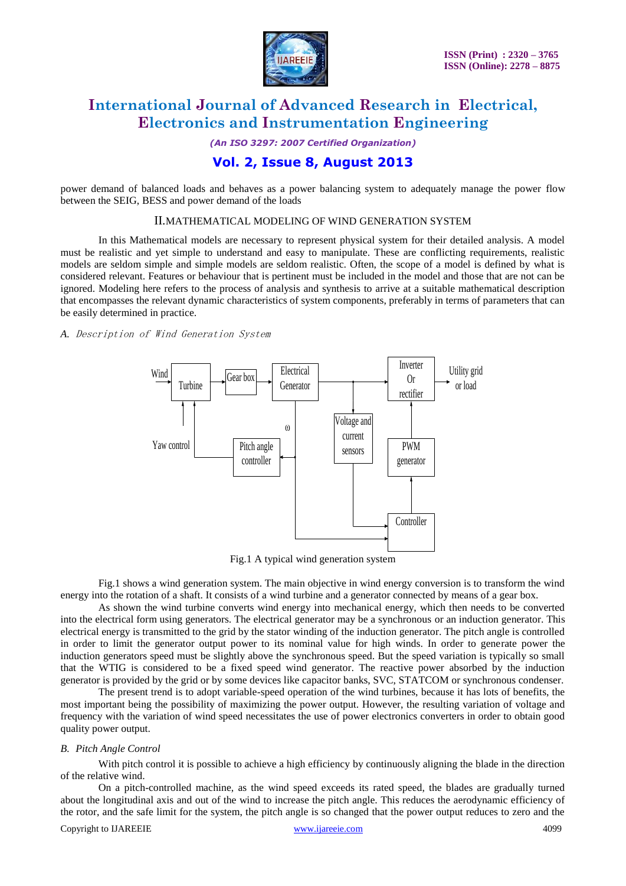power demand of balanced loads and behaves as a power balancing system to adequately manage the power flow between the SEIG, BESS and power demand of the loads

## II.MATHEMATICAL MODELING OF WIND GENERATION SYSTEM

In this Mathematical models are necessary to represent physical system for their detailed analysis. A model must be realistic and yet simple to understand and easy to manipulate. These are conflicting requirements, realistic models are seldom simple and simple models are seldom realistic. Often, the scope of a model is defined by what is considered relevant. Features or behaviour that is pertinent must be included in the model and those that are not can be ignored. Modeling here refers to the process of analysis and synthesis to arrive at a suitable mathematical description that encompasses the relevant dynamic characteristics of system components, preferably in terms of parameters that can be easily determined in practice.

### *A. Description of Wind Generation System*

Fig.1 A typical wind generation system

Fig.1 shows a wind generation system. The main objective in wind energy conversion is to transform the wind energy into the rotation of a shaft. It consists of a wind turbine and a generator connected by means of a gear box.

As shown the wind turbine converts wind energy into mechanical energy, which then needs to be converted into the electrical form using generators. The electrical generator may be a synchronous or an induction generator. This electrical energy is transmitted to the grid by the stator winding of the induction generator. The pitch angle is controlled in order to limit the generator output power to its nominal value for high winds. In order to generate power the induction generators speed must be slightly above the synchronous speed. But the speed variation is typically so small that the WTIG is considered to be a fixed speed wind generator. The reactive power absorbed by the induction generator is provided by the grid or by some devices like capacitor banks, SVC, STATCOM or synchronous condenser.

The present trend is to adopt variable-speed operation of the wind turbines, because it has lots of benefits, the most important being the possibility of maximizing the power output. However, the resulting variation of voltage and frequency with the variation of wind speed necessitates the use of power electronics converters in order to obtain good quality power output.

### *B. Pitch Angle Control*

With pitch control it is possible to achieve a high efficiency by continuously aligning the blade in the direction of the relative wind.

On a pitch-controlled machine, as the wind speed exceeds its rated speed, the blades are gradually turned about the longitudinal axis and out of the wind to increase the pitch angle. This reduces the aerodynamic efficiency of the rotor, and the safe limit for the system, the pitch angle is so changed that the power output reduces to zero and the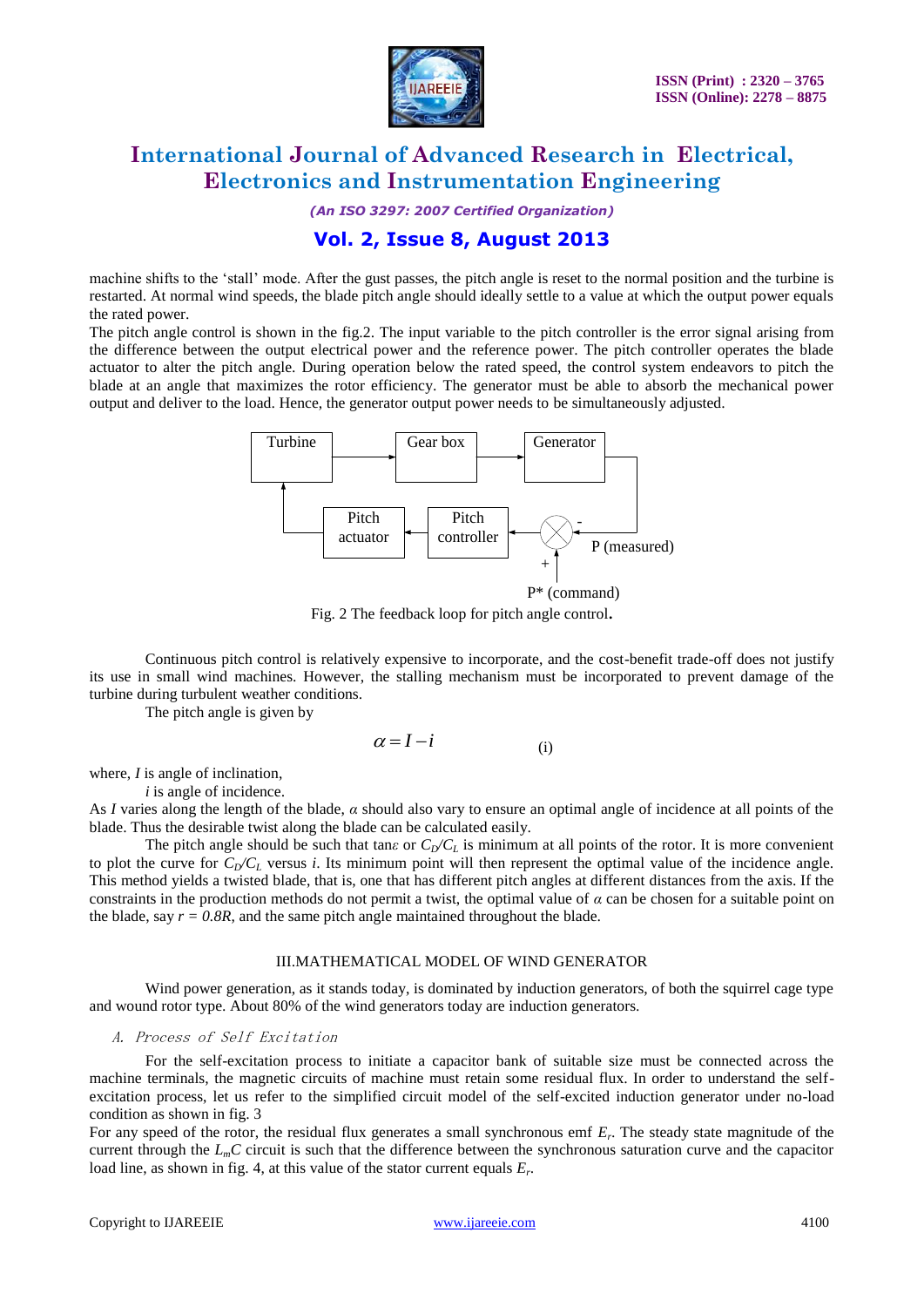machine shifts to the 'stall' mode. After the gust passes, the pitch angle is reset to the normal position and the turbine is restarted. At normal wind speeds, the blade pitch angle should ideally settle to a value at which the output power equals the rated power.

The pitch angle control is shown in the fig.2. The input variable to the pitch controller is the error signal arising from the difference between the output electrical power and the reference power. The pitch controller operates the blade actuator to alter the pitch angle. During operation below the rated speed, the control system endeavors to pitch the blade at an angle that maximizes the rotor efficiency. The generator must be able to absorb the mechanical power output and deliver to the load. Hence, the generator output power needs to be simultaneously adjusted.

Turbine → Gear box → Generator → P (measured) (−) → ⊗ ← P* (command) (+) → Pitch controller → Pitch actuator → Turbine

Fig. 2 The feedback loop for pitch angle control.

Continuous pitch control is relatively expensive to incorporate, and the cost-benefit trade-off does not justify its use in small wind machines. However, the stalling mechanism must be incorporated to prevent damage of the turbine during turbulent weather conditions.

The pitch angle is given by

$$\alpha = I - i \qquad \text{(i)}$$

where, $I$ is angle of inclination,

$i$ is angle of incidence.

As $I$ varies along the length of the blade, $\alpha$ should also vary to ensure an optimal angle of incidence at all points of the blade. Thus the desirable twist along the blade can be calculated easily.

The pitch angle should be such that $\tan\varepsilon$ or $C_D/C_L$ is minimum at all points of the rotor. It is more convenient to plot the curve for $C_D/C_L$ versus $i$. Its minimum point will then represent the optimal value of the incidence angle. This method yields a twisted blade, that is, one that has different pitch angles at different distances from the axis. If the constraints in the production methods do not permit a twist, the optimal value of $\alpha$ can be chosen for a suitable point on the blade, say $r = 0.8R$, and the same pitch angle maintained throughout the blade.

## III.MATHEMATICAL MODEL OF WIND GENERATOR

Wind power generation, as it stands today, is dominated by induction generators, of both the squirrel cage type and wound rotor type. About 80% of the wind generators today are induction generators.

### *A. Process of Self Excitation*

For the self-excitation process to initiate a capacitor bank of suitable size must be connected across the machine terminals, the magnetic circuits of machine must retain some residual flux. In order to understand the self-excitation process, let us refer to the simplified circuit model of the self-excited induction generator under no-load condition as shown in fig. 3

For any speed of the rotor, the residual flux generates a small synchronous emf $E_r$. The steady state magnitude of the current through the $L_mC$ circuit is such that the difference between the synchronous saturation curve and the capacitor load line, as shown in fig. 4, at this value of the stator current equals $E_r$.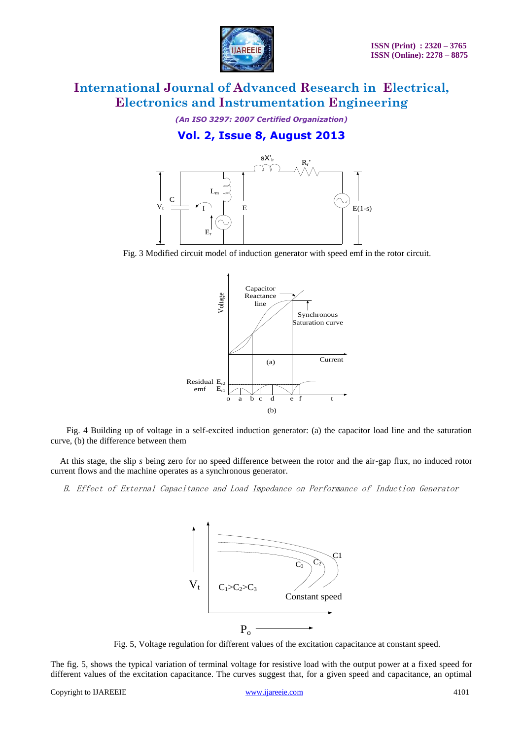Fig. 3 Modified circuit model of induction generator with speed emf in the rotor circuit.

Fig. 4 Building up of voltage in a self-excited induction generator: (a) the capacitor load line and the saturation curve, (b) the difference between them

At this stage, the slip *s* being zero for no speed difference between the rotor and the air-gap flux, no induced rotor current flows and the machine operates as a synchronous generator.

*B. Effect of External Capacitance and Load Impedance on Performance of Induction Generator*

Fig. 5, Voltage regulation for different values of the excitation capacitance at constant speed.

The fig. 5, shows the typical variation of terminal voltage for resistive load with the output power at a fixed speed for different values of the excitation capacitance. The curves suggest that, for a given speed and capacitance, an optimal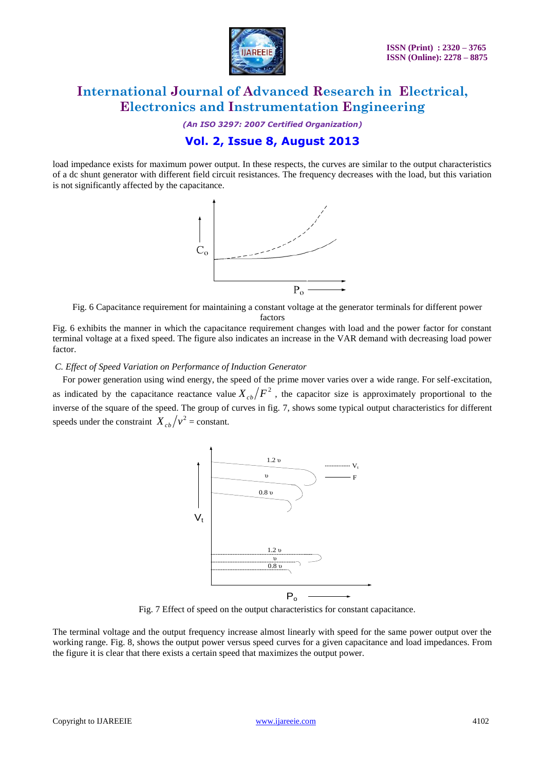load impedance exists for maximum power output. In these respects, the curves are similar to the output characteristics of a dc shunt generator with different field circuit resistances. The frequency decreases with the load, but this variation is not significantly affected by the capacitance.

Fig. 6 Capacitance requirement for maintaining a constant voltage at the generator terminals for different power factors

Fig. 6 exhibits the manner in which the capacitance requirement changes with load and the power factor for constant terminal voltage at a fixed speed. The figure also indicates an increase in the VAR demand with decreasing load power factor.

*C. Effect of Speed Variation on Performance of Induction Generator*

For power generation using wind energy, the speed of the prime mover varies over a wide range. For self-excitation, as indicated by the capacitance reactance value $X_{cb}/F^2$, the capacitor size is approximately proportional to the inverse of the square of the speed. The group of curves in fig. 7, shows some typical output characteristics for different speeds under the constraint $X_{cb}/v^2$ = constant.

Fig. 7 Effect of speed on the output characteristics for constant capacitance.

The terminal voltage and the output frequency increase almost linearly with speed for the same power output over the working range. Fig. 8, shows the output power versus speed curves for a given capacitance and load impedances. From the figure it is clear that there exists a certain speed that maximizes the output power.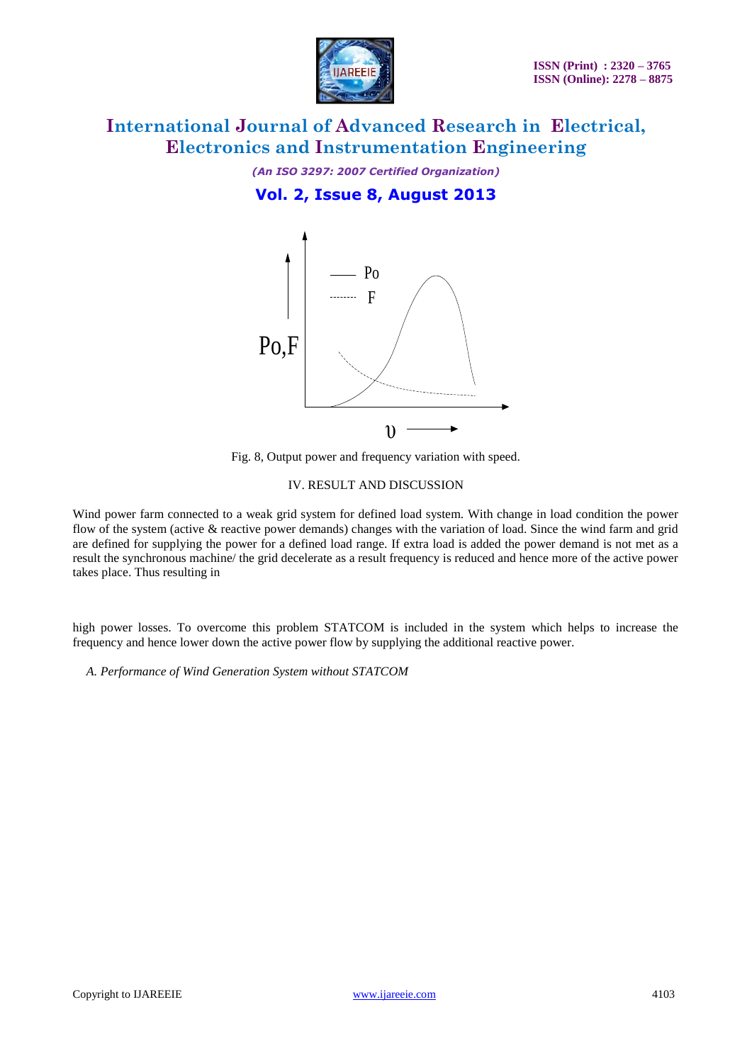Fig. 8, Output power and frequency variation with speed.

## IV. RESULT AND DISCUSSION

Wind power farm connected to a weak grid system for defined load system. With change in load condition the power flow of the system (active & reactive power demands) changes with the variation of load. Since the wind farm and grid are defined for supplying the power for a defined load range. If extra load is added the power demand is not met as a result the synchronous machine/ the grid decelerate as a result frequency is reduced and hence more of the active power takes place. Thus resulting in high power losses. To overcome this problem STATCOM is included in the system which helps to increase the frequency and hence lower down the active power flow by supplying the additional reactive power.

### *A. Performance of Wind Generation System without STATCOM*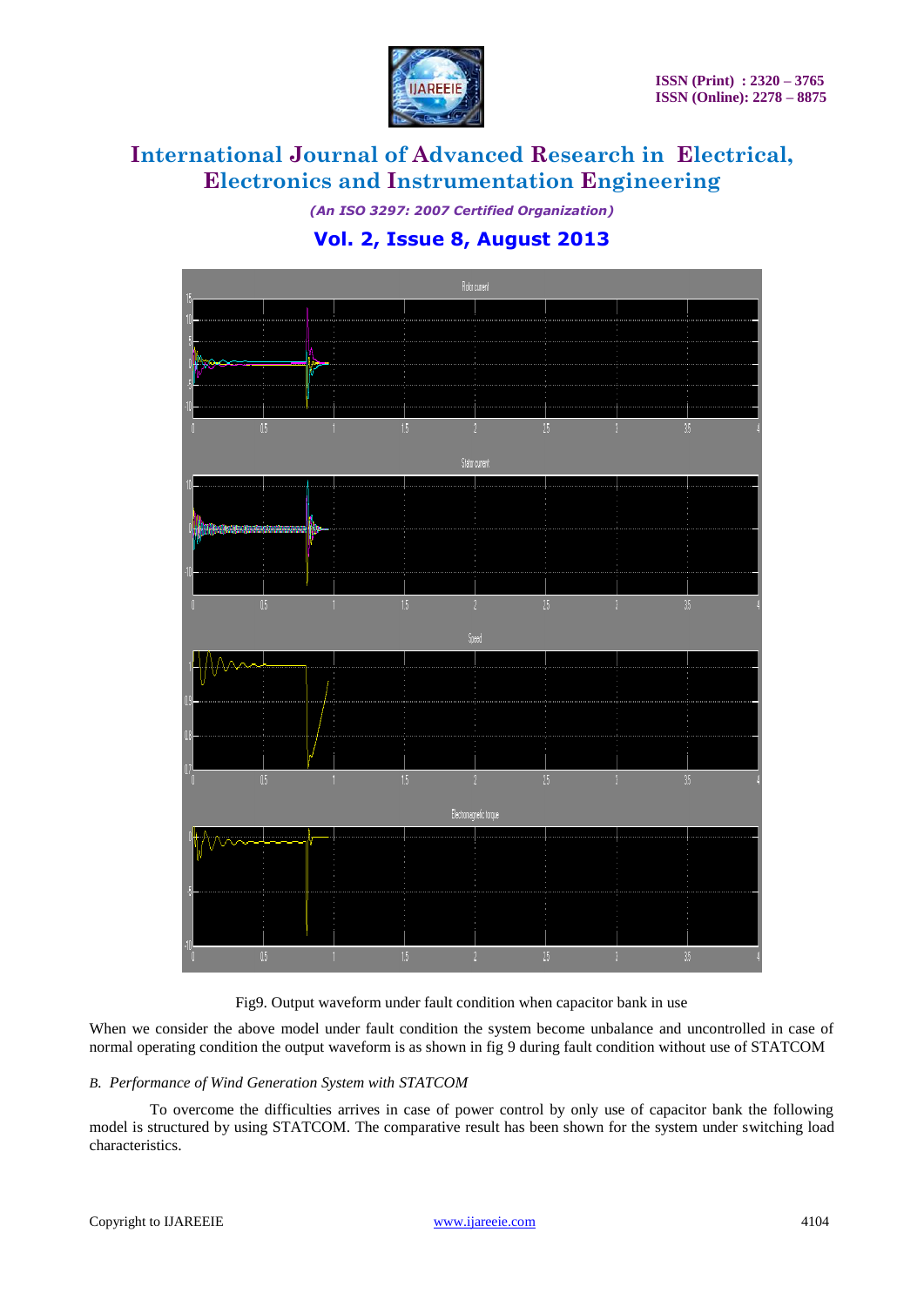Fig9. Output waveform under fault condition when capacitor bank in use

When we consider the above model under fault condition the system become unbalance and uncontrolled in case of normal operating condition the output waveform is as shown in fig 9 during fault condition without use of STATCOM

*B. Performance of Wind Generation System with STATCOM*

To overcome the difficulties arrives in case of power control by only use of capacitor bank the following model is structured by using STATCOM. The comparative result has been shown for the system under switching load characteristics.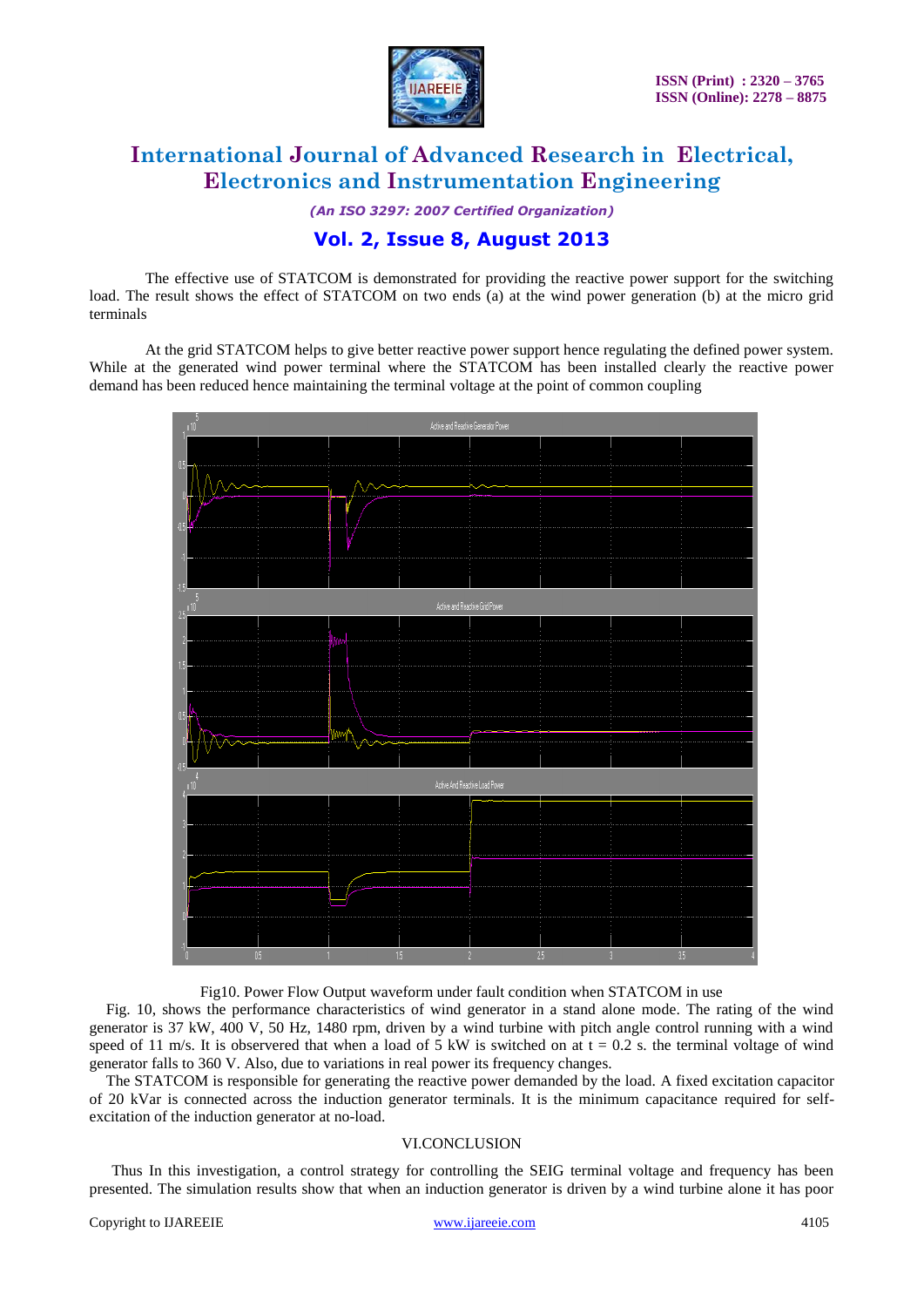The effective use of STATCOM is demonstrated for providing the reactive power support for the switching load. The result shows the effect of STATCOM on two ends (a) at the wind power generation (b) at the micro grid terminals

At the grid STATCOM helps to give better reactive power support hence regulating the defined power system. While at the generated wind power terminal where the STATCOM has been installed clearly the reactive power demand has been reduced hence maintaining the terminal voltage at the point of common coupling

Fig10. Power Flow Output waveform under fault condition when STATCOM in use

Fig. 10, shows the performance characteristics of wind generator in a stand alone mode. The rating of the wind generator is 37 kW, 400 V, 50 Hz, 1480 rpm, driven by a wind turbine with pitch angle control running with a wind speed of 11 m/s. It is observered that when a load of 5 kW is switched on at t = 0.2 s. the terminal voltage of wind generator falls to 360 V. Also, due to variations in real power its frequency changes.

The STATCOM is responsible for generating the reactive power demanded by the load. A fixed excitation capacitor of 20 kVar is connected across the induction generator terminals. It is the minimum capacitance required for self-excitation of the induction generator at no-load.

## VI.CONCLUSION

Thus In this investigation, a control strategy for controlling the SEIG terminal voltage and frequency has been presented. The simulation results show that when an induction generator is driven by a wind turbine alone it has poor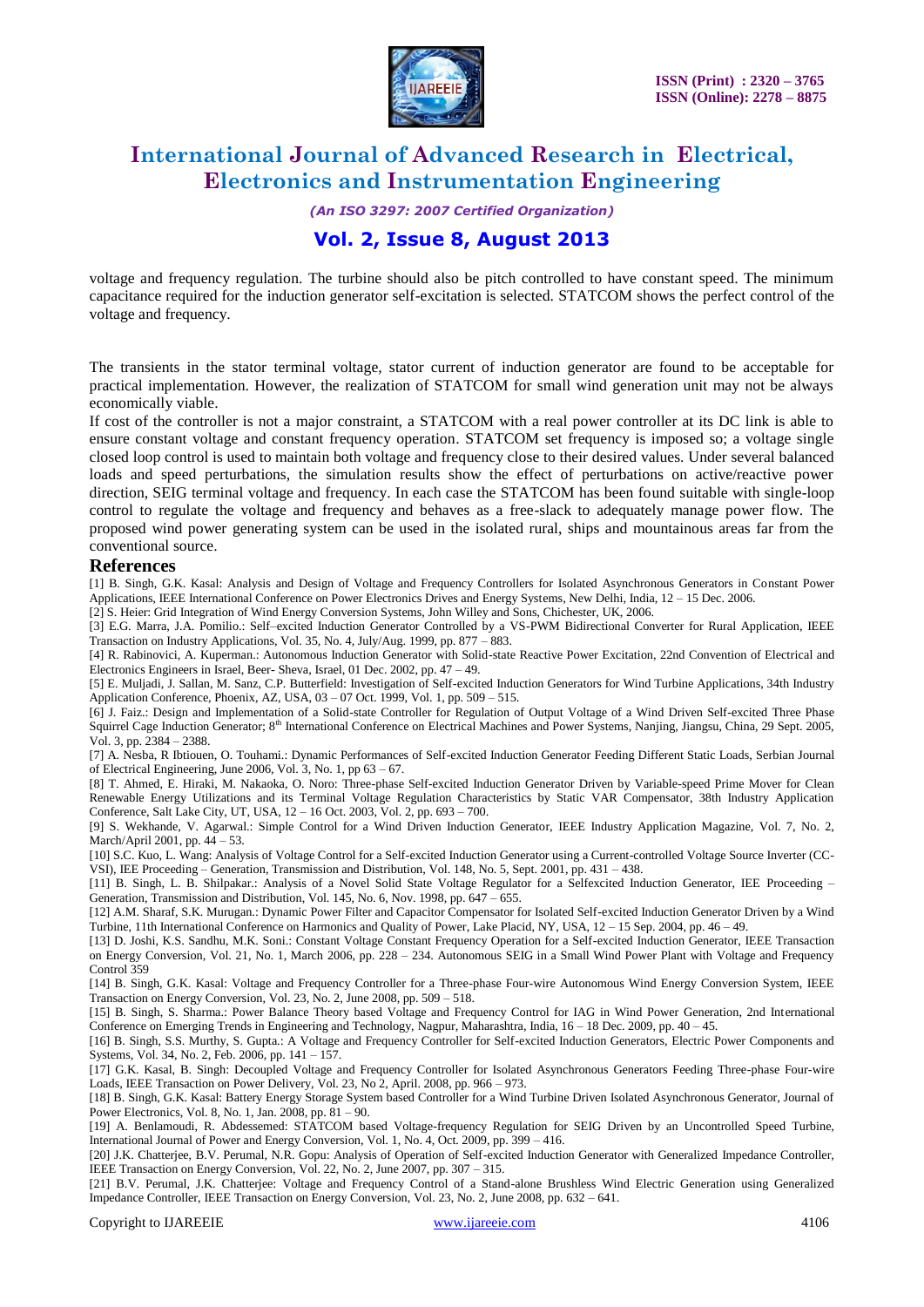voltage and frequency regulation. The turbine should also be pitch controlled to have constant speed. The minimum capacitance required for the induction generator self-excitation is selected. STATCOM shows the perfect control of the voltage and frequency.

The transients in the stator terminal voltage, stator current of induction generator are found to be acceptable for practical implementation. However, the realization of STATCOM for small wind generation unit may not be always economically viable.

If cost of the controller is not a major constraint, a STATCOM with a real power controller at its DC link is able to ensure constant voltage and constant frequency operation. STATCOM set frequency is imposed so; a voltage single closed loop control is used to maintain both voltage and frequency close to their desired values. Under several balanced loads and speed perturbations, the simulation results show the effect of perturbations on active/reactive power direction, SEIG terminal voltage and frequency. In each case the STATCOM has been found suitable with single-loop control to regulate the voltage and frequency and behaves as a free-slack to adequately manage power flow. The proposed wind power generating system can be used in the isolated rural, ships and mountainous areas far from the conventional source.

## References

[1] B. Singh, G.K. Kasal: Analysis and Design of Voltage and Frequency Controllers for Isolated Asynchronous Generators in Constant Power Applications, IEEE International Conference on Power Electronics Drives and Energy Systems, New Delhi, India, 12 – 15 Dec. 2006.

[2] S. Heier: Grid Integration of Wind Energy Conversion Systems, John Willey and Sons, Chichester, UK, 2006.

[3] E.G. Marra, J.A. Pomilio.: Self–excited Induction Generator Controlled by a VS-PWM Bidirectional Converter for Rural Application, IEEE Transaction on Industry Applications, Vol. 35, No. 4, July/Aug. 1999, pp. 877 – 883.

[4] R. Rabinovici, A. Kuperman.: Autonomous Induction Generator with Solid-state Reactive Power Excitation, 22nd Convention of Electrical and Electronics Engineers in Israel, Beer- Sheva, Israel, 01 Dec. 2002, pp. 47 – 49.

[5] E. Muljadi, J. Sallan, M. Sanz, C.P. Butterfield: Investigation of Self-excited Induction Generators for Wind Turbine Applications, 34th Industry Application Conference, Phoenix, AZ, USA, 03 – 07 Oct. 1999, Vol. 1, pp. 509 – 515.

[6] J. Faiz.: Design and Implementation of a Solid-state Controller for Regulation of Output Voltage of a Wind Driven Self-excited Three Phase Squirrel Cage Induction Generator; 8th International Conference on Electrical Machines and Power Systems, Nanjing, Jiangsu, China, 29 Sept. 2005, Vol. 3, pp. 2384 – 2388.

[7] A. Nesba, R Ibtiouen, O. Touhami.: Dynamic Performances of Self-excited Induction Generator Feeding Different Static Loads, Serbian Journal of Electrical Engineering, June 2006, Vol. 3, No. 1, pp 63 – 67.

[8] T. Ahmed, E. Hiraki, M. Nakaoka, O. Noro: Three-phase Self-excited Induction Generator Driven by Variable-speed Prime Mover for Clean Renewable Energy Utilizations and its Terminal Voltage Regulation Characteristics by Static VAR Compensator, 38th Industry Application Conference, Salt Lake City, UT, USA, 12 – 16 Oct. 2003, Vol. 2, pp. 693 – 700.

[9] S. Wekhande, V. Agarwal.: Simple Control for a Wind Driven Induction Generator, IEEE Industry Application Magazine, Vol. 7, No. 2, March/April 2001, pp. 44 – 53.

[10] S.C. Kuo, L. Wang: Analysis of Voltage Control for a Self-excited Induction Generator using a Current-controlled Voltage Source Inverter (CC-VSI), IEE Proceeding – Generation, Transmission and Distribution, Vol. 148, No. 5, Sept. 2001, pp. 431 – 438.

[11] B. Singh, L. B. Shilpakar.: Analysis of a Novel Solid State Voltage Regulator for a Selfexcited Induction Generator, IEE Proceeding – Generation, Transmission and Distribution, Vol. 145, No. 6, Nov. 1998, pp. 647 – 655.

[12] A.M. Sharaf, S.K. Murugan.: Dynamic Power Filter and Capacitor Compensator for Isolated Self-excited Induction Generator Driven by a Wind Turbine, 11th International Conference on Harmonics and Quality of Power, Lake Placid, NY, USA, 12 – 15 Sep. 2004, pp. 46 – 49.

[13] D. Joshi, K.S. Sandhu, M.K. Soni.: Constant Voltage Constant Frequency Operation for a Self-excited Induction Generator, IEEE Transaction on Energy Conversion, Vol. 21, No. 1, March 2006, pp. 228 – 234. Autonomous SEIG in a Small Wind Power Plant with Voltage and Frequency Control 359

[14] B. Singh, G.K. Kasal: Voltage and Frequency Controller for a Three-phase Four-wire Autonomous Wind Energy Conversion System, IEEE Transaction on Energy Conversion, Vol. 23, No. 2, June 2008, pp. 509 – 518.

[15] B. Singh, S. Sharma.: Power Balance Theory based Voltage and Frequency Control for IAG in Wind Power Generation, 2nd International Conference on Emerging Trends in Engineering and Technology, Nagpur, Maharashtra, India, 16 – 18 Dec. 2009, pp. 40 – 45.

[16] B. Singh, S.S. Murthy, S. Gupta.: A Voltage and Frequency Controller for Self-excited Induction Generators, Electric Power Components and Systems, Vol. 34, No. 2, Feb. 2006, pp. 141 – 157.

[17] G.K. Kasal, B. Singh: Decoupled Voltage and Frequency Controller for Isolated Asynchronous Generators Feeding Three-phase Four-wire Loads, IEEE Transaction on Power Delivery, Vol. 23, No 2, April. 2008, pp. 966 – 973.

[18] B. Singh, G.K. Kasal: Battery Energy Storage System based Controller for a Wind Turbine Driven Isolated Asynchronous Generator, Journal of Power Electronics, Vol. 8, No. 1, Jan. 2008, pp. 81 – 90.

[19] A. Benlamoudi, R. Abdessemed: STATCOM based Voltage-frequency Regulation for SEIG Driven by an Uncontrolled Speed Turbine, International Journal of Power and Energy Conversion, Vol. 1, No. 4, Oct. 2009, pp. 399 – 416.

[20] J.K. Chatterjee, B.V. Perumal, N.R. Gopu: Analysis of Operation of Self-excited Induction Generator with Generalized Impedance Controller, IEEE Transaction on Energy Conversion, Vol. 22, No. 2, June 2007, pp. 307 – 315.

[21] B.V. Perumal, J.K. Chatterjee: Voltage and Frequency Control of a Stand-alone Brushless Wind Electric Generation using Generalized Impedance Controller, IEEE Transaction on Energy Conversion, Vol. 23, No. 2, June 2008, pp. 632 – 641.